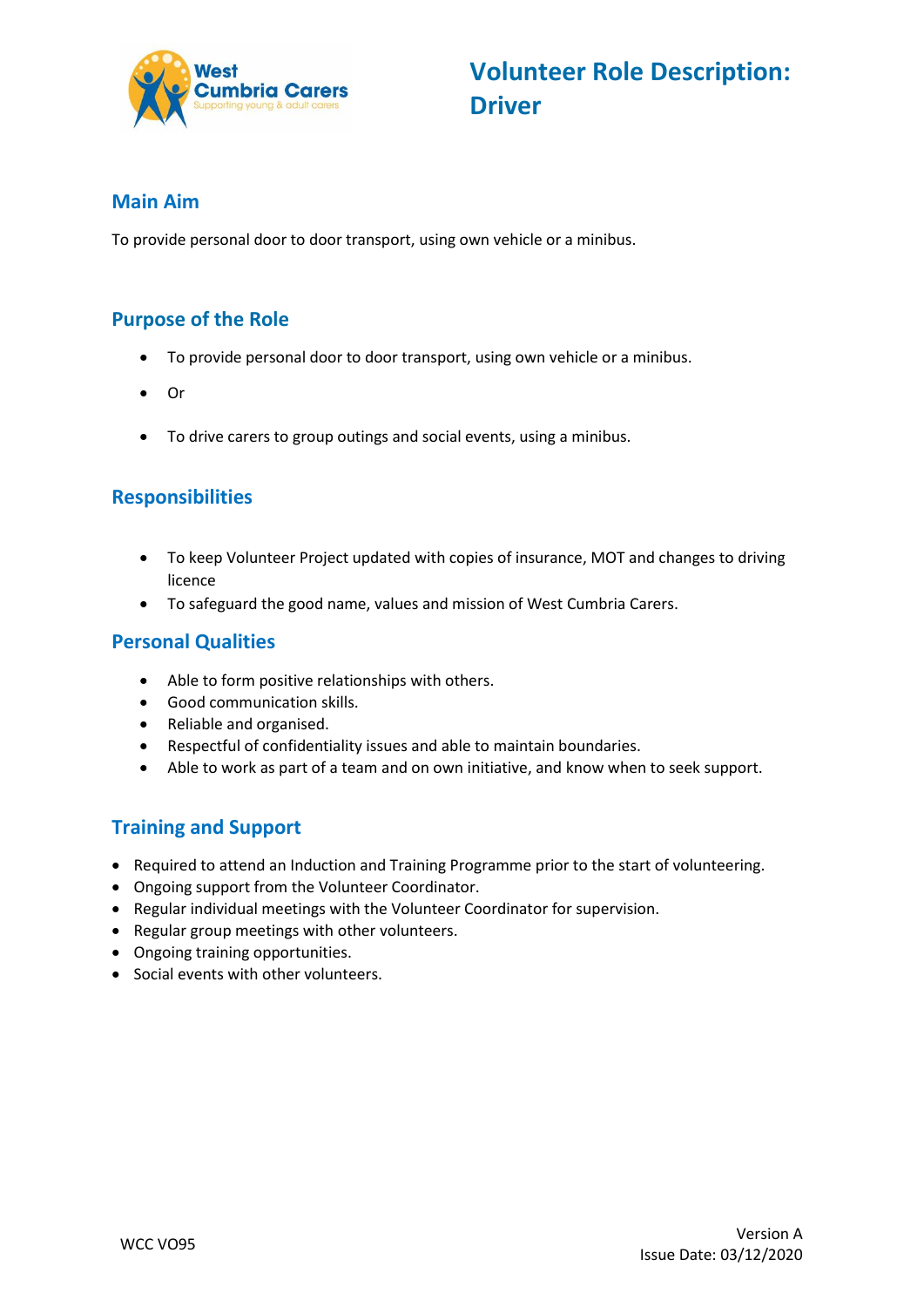West Cumbria Carers
Supporting young & adult carers

# Volunteer Role Description: Driver

## Main Aim

To provide personal door to door transport, using own vehicle or a minibus.

## Purpose of the Role

- To provide personal door to door transport, using own vehicle or a minibus.
- Or
- To drive carers to group outings and social events, using a minibus.

## Responsibilities

- To keep Volunteer Project updated with copies of insurance, MOT and changes to driving licence
- To safeguard the good name, values and mission of West Cumbria Carers.

## Personal Qualities

- Able to form positive relationships with others.
- Good communication skills.
- Reliable and organised.
- Respectful of confidentiality issues and able to maintain boundaries.
- Able to work as part of a team and on own initiative, and know when to seek support.

## Training and Support

- Required to attend an Induction and Training Programme prior to the start of volunteering.
- Ongoing support from the Volunteer Coordinator.
- Regular individual meetings with the Volunteer Coordinator for supervision.
- Regular group meetings with other volunteers.
- Ongoing training opportunities.
- Social events with other volunteers.

WCC VO95

Version A
Issue Date: 03/12/2020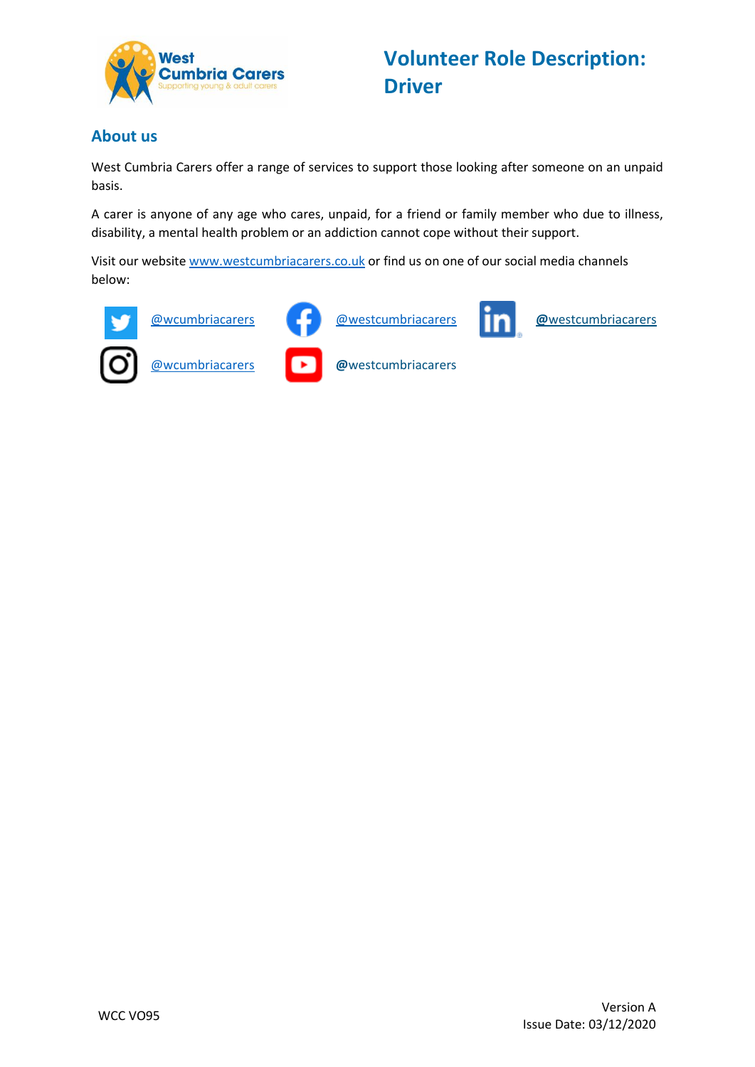# Volunteer Role Description: Driver

## About us

West Cumbria Carers offer a range of services to support those looking after someone on an unpaid basis.

A carer is anyone of any age who cares, unpaid, for a friend or family member who due to illness, disability, a mental health problem or an addiction cannot cope without their support.

Visit our website www.westcumbriacarers.co.uk or find us on one of our social media channels below:

@wcumbriacarers

@westcumbriacarers

@westcumbriacarers

@wcumbriacarers

@westcumbriacarers

WCC VO95

Version A
Issue Date: 03/12/2020